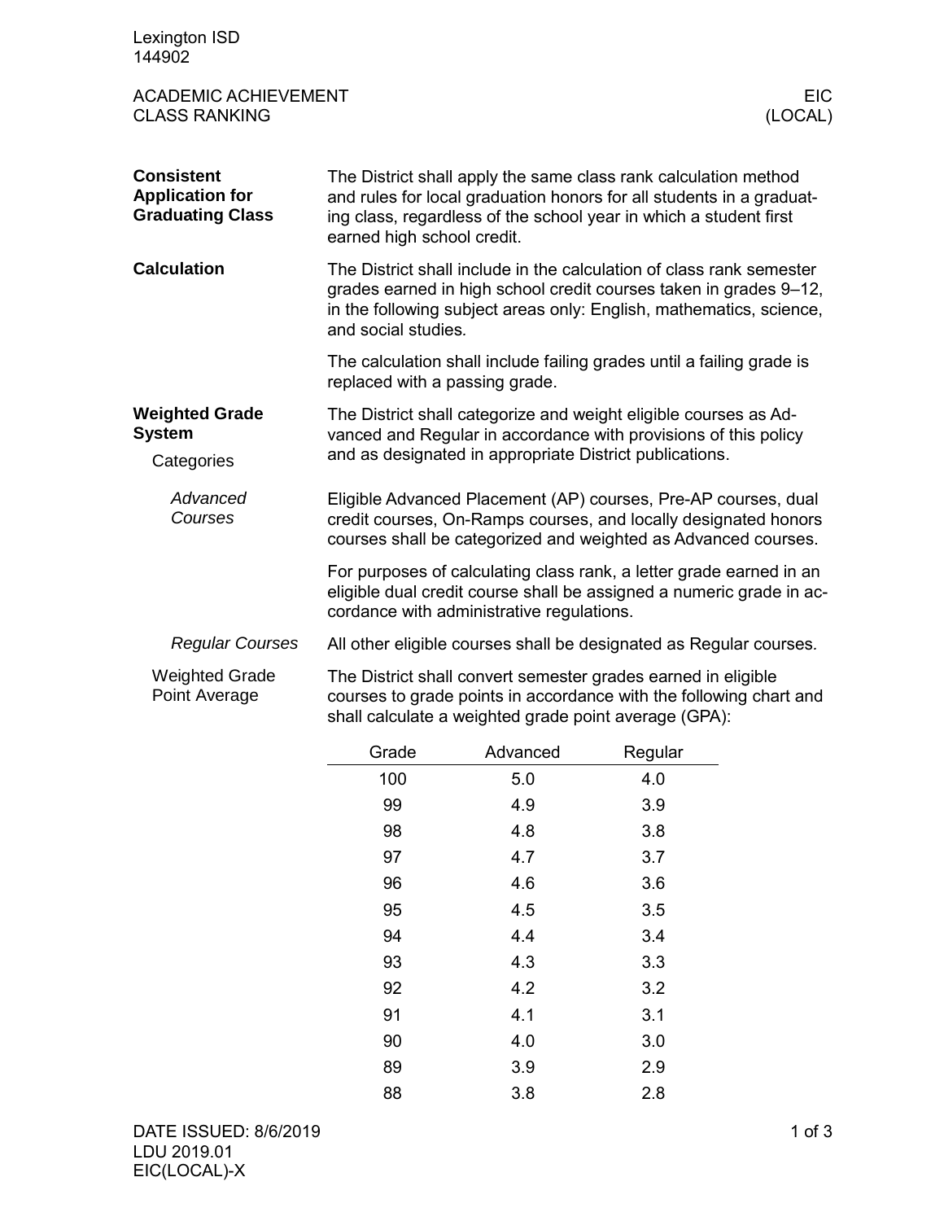Lexington ISD
144902

# ACADEMIC ACHIEVEMENT
## CLASS RANKING

EIC
(LOCAL)

**Consistent Application for Graduating Class**

The District shall apply the same class rank calculation method and rules for local graduation honors for all students in a graduating class, regardless of the school year in which a student first earned high school credit.

**Calculation**

The District shall include in the calculation of class rank semester grades earned in high school credit courses taken in grades 9–12, in the following subject areas only: English, mathematics, science, and social studies.

The calculation shall include failing grades until a failing grade is replaced with a passing grade.

**Weighted Grade System**

Categories

The District shall categorize and weight eligible courses as Advanced and Regular in accordance with provisions of this policy and as designated in appropriate District publications.

*Advanced Courses*

Eligible Advanced Placement (AP) courses, Pre-AP courses, dual credit courses, On-Ramps courses, and locally designated honors courses shall be categorized and weighted as Advanced courses.

For purposes of calculating class rank, a letter grade earned in an eligible dual credit course shall be assigned a numeric grade in accordance with administrative regulations.

*Regular Courses*

All other eligible courses shall be designated as Regular courses.

Weighted Grade Point Average

The District shall convert semester grades earned in eligible courses to grade points in accordance with the following chart and shall calculate a weighted grade point average (GPA):

| Grade | Advanced | Regular |
|---|---|---|
| 100 | 5.0 | 4.0 |
| 99 | 4.9 | 3.9 |
| 98 | 4.8 | 3.8 |
| 97 | 4.7 | 3.7 |
| 96 | 4.6 | 3.6 |
| 95 | 4.5 | 3.5 |
| 94 | 4.4 | 3.4 |
| 93 | 4.3 | 3.3 |
| 92 | 4.2 | 3.2 |
| 91 | 4.1 | 3.1 |
| 90 | 4.0 | 3.0 |
| 89 | 3.9 | 2.9 |
| 88 | 3.8 | 2.8 |

DATE ISSUED: 8/6/2019
LDU 2019.01
EIC(LOCAL)-X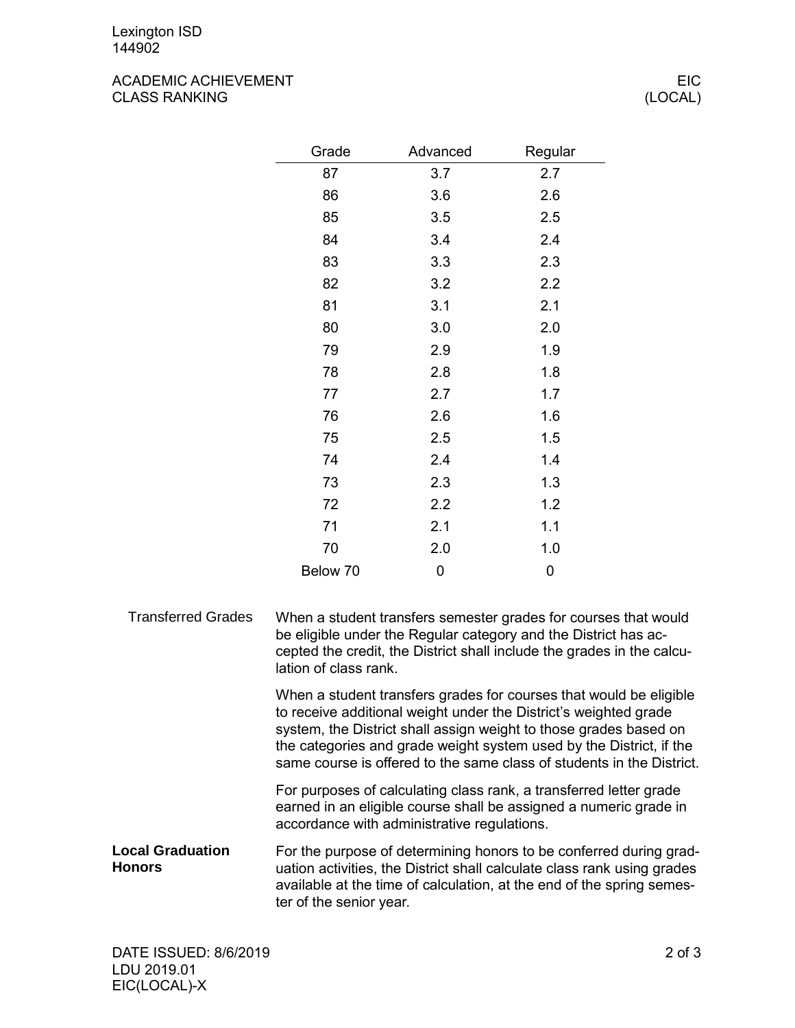| Grade | Advanced | Regular |
|---|---|---|
| 87 | 3.7 | 2.7 |
| 86 | 3.6 | 2.6 |
| 85 | 3.5 | 2.5 |
| 84 | 3.4 | 2.4 |
| 83 | 3.3 | 2.3 |
| 82 | 3.2 | 2.2 |
| 81 | 3.1 | 2.1 |
| 80 | 3.0 | 2.0 |
| 79 | 2.9 | 1.9 |
| 78 | 2.8 | 1.8 |
| 77 | 2.7 | 1.7 |
| 76 | 2.6 | 1.6 |
| 75 | 2.5 | 1.5 |
| 74 | 2.4 | 1.4 |
| 73 | 2.3 | 1.3 |
| 72 | 2.2 | 1.2 |
| 71 | 2.1 | 1.1 |
| 70 | 2.0 | 1.0 |
| Below 70 | 0 | 0 |

### Transferred Grades

When a student transfers semester grades for courses that would be eligible under the Regular category and the District has accepted the credit, the District shall include the grades in the calculation of class rank.

When a student transfers grades for courses that would be eligible to receive additional weight under the District's weighted grade system, the District shall assign weight to those grades based on the categories and grade weight system used by the District, if the same course is offered to the same class of students in the District.

For purposes of calculating class rank, a transferred letter grade earned in an eligible course shall be assigned a numeric grade in accordance with administrative regulations.

### Local Graduation Honors

For the purpose of determining honors to be conferred during graduation activities, the District shall calculate class rank using grades available at the time of calculation, at the end of the spring semester of the senior year.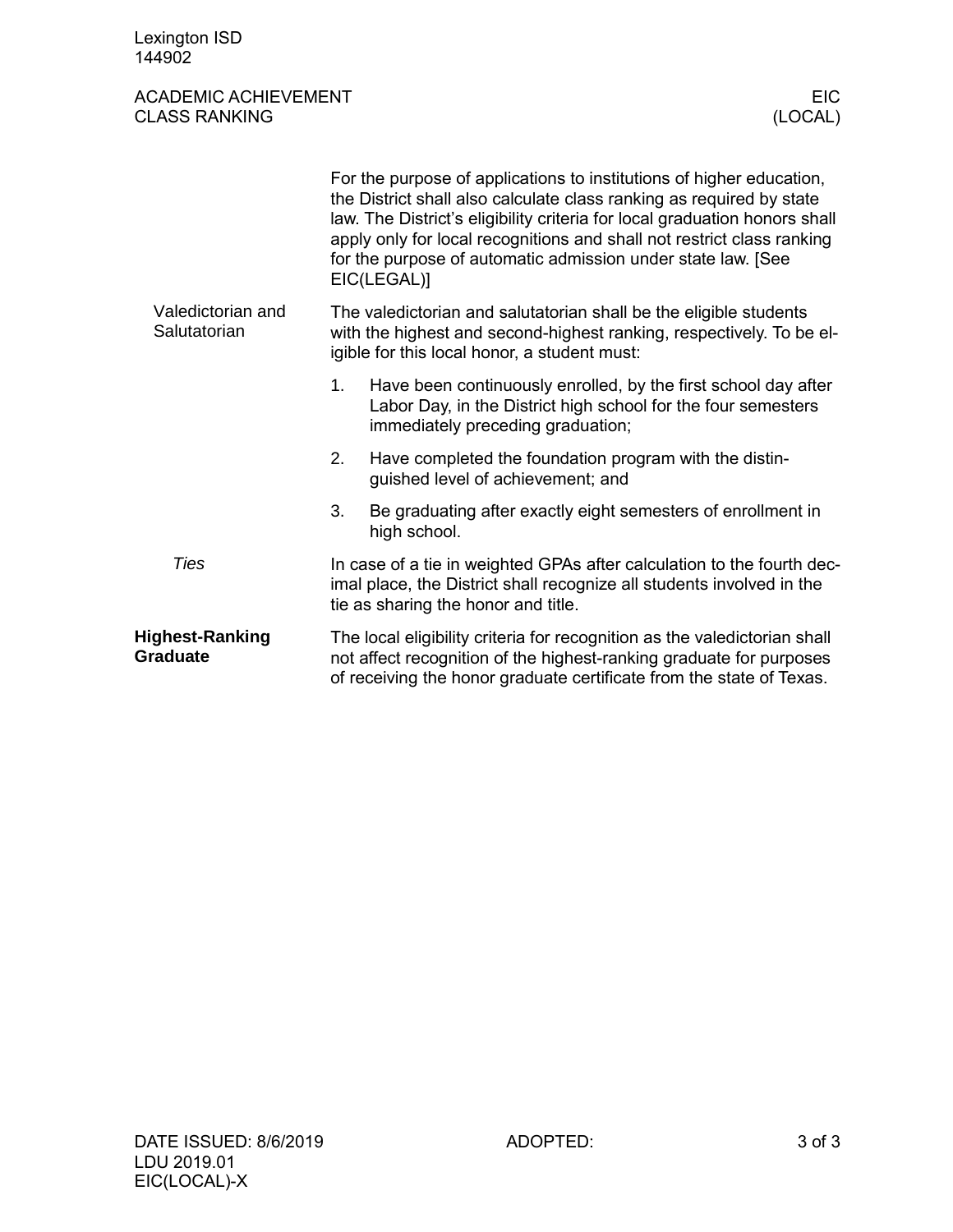For the purpose of applications to institutions of higher education, the District shall also calculate class ranking as required by state law. The District's eligibility criteria for local graduation honors shall apply only for local recognitions and shall not restrict class ranking for the purpose of automatic admission under state law. [See EIC(LEGAL)]

### Valedictorian and Salutatorian

The valedictorian and salutatorian shall be the eligible students with the highest and second-highest ranking, respectively. To be eligible for this local honor, a student must:

1. Have been continuously enrolled, by the first school day after Labor Day, in the District high school for the four semesters immediately preceding graduation;
2. Have completed the foundation program with the distinguished level of achievement; and
3. Be graduating after exactly eight semesters of enrollment in high school.

#### *Ties*

In case of a tie in weighted GPAs after calculation to the fourth decimal place, the District shall recognize all students involved in the tie as sharing the honor and title.

## Highest-Ranking Graduate

The local eligibility criteria for recognition as the valedictorian shall not affect recognition of the highest-ranking graduate for purposes of receiving the honor graduate certificate from the state of Texas.